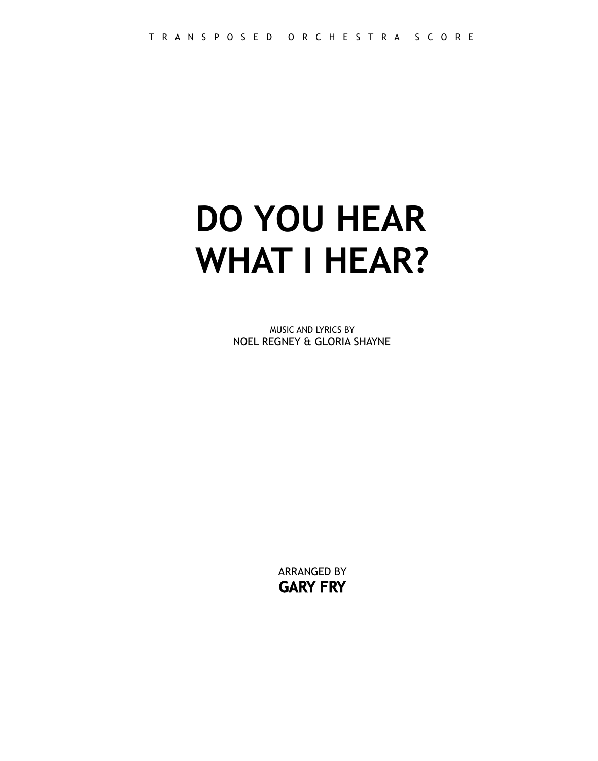TRANSPOSED ORCHESTRA SCORE

# DO YOU HEAR WHAT I HEAR?

MUSIC AND LYRICS BY
NOEL REGNEY & GLORIA SHAYNE

ARRANGED BY
**GARY FRY**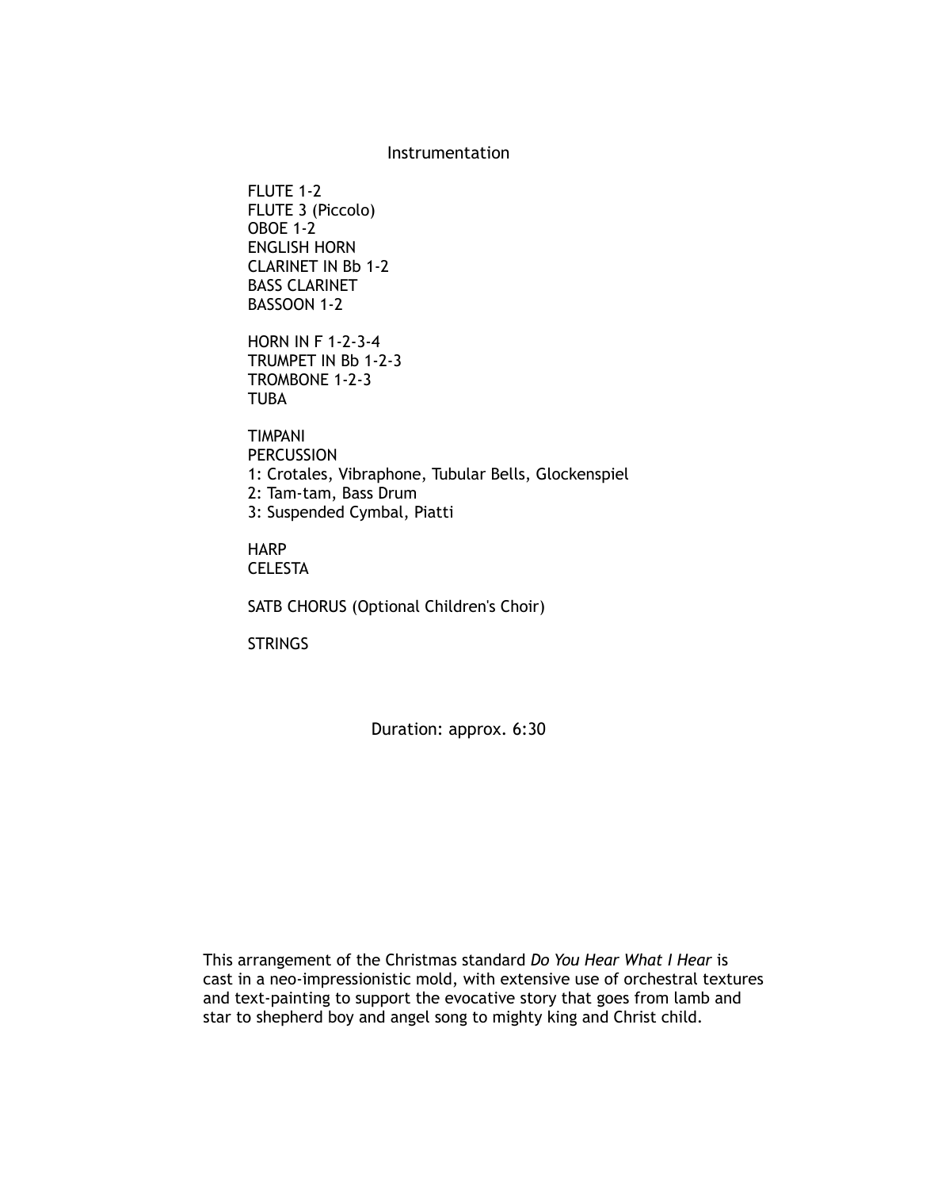## Instrumentation

FLUTE 1-2
FLUTE 3 (Piccolo)
OBOE 1-2
ENGLISH HORN
CLARINET IN Bb 1-2
BASS CLARINET
BASSOON 1-2

HORN IN F 1-2-3-4
TRUMPET IN Bb 1-2-3
TROMBONE 1-2-3
TUBA

TIMPANI
PERCUSSION
1: Crotales, Vibraphone, Tubular Bells, Glockenspiel
2: Tam-tam, Bass Drum
3: Suspended Cymbal, Piatti

HARP
CELESTA

SATB CHORUS (Optional Children's Choir)

STRINGS

Duration: approx. 6:30

This arrangement of the Christmas standard *Do You Hear What I Hear* is cast in a neo-impressionistic mold, with extensive use of orchestral textures and text-painting to support the evocative story that goes from lamb and star to shepherd boy and angel song to mighty king and Christ child.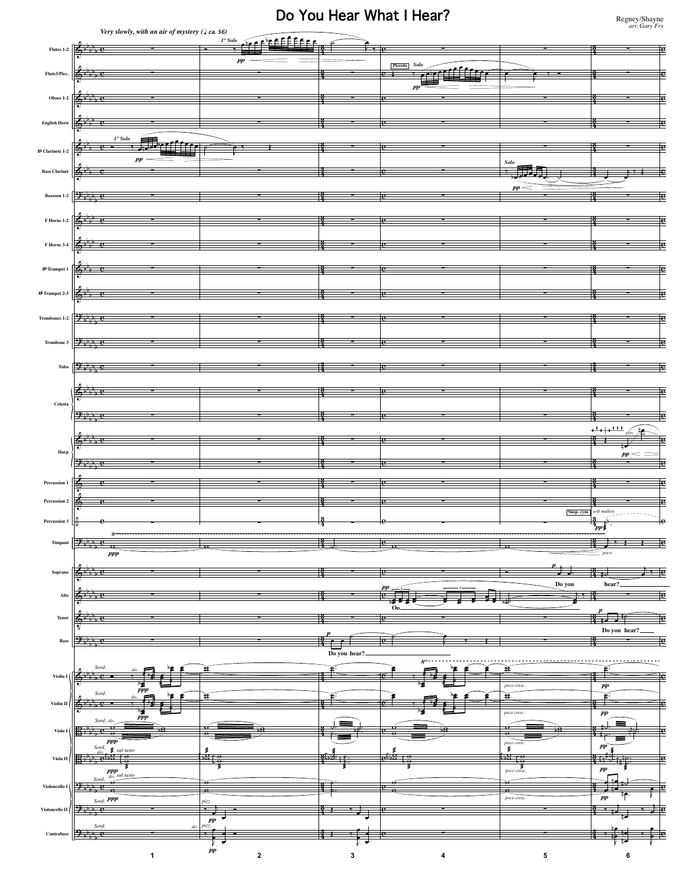# Do You Hear What I Hear?

Regney/Shayne
*arr. Gary Fry*

*Very slowly, with an air of mystery (♩ ca. 56)*

Flutes 1-2 · Flute3/Picc. · Oboes 1-2 · English Horn · B♭ Clarinets 1-2 · Bass Clarinet · Bassoon 1-2 · F Horns 1-2 · F Horns 3-4 · B♭ Trumpet 1 · B♭ Trumpet 2-3 · Trombones 1-2 · Trombone 3 · Tuba · Celesta · Harp · Percussion 1 · Percussion 2 · Percussion 3 · Timpani · Soprano · Alto · Tenor · Bass · Violin I · Violin II · Viola I · Viola II · Violoncello I · Violoncello II · Contrabass

Soprano: Do you hear?

Alto: Oo

Tenor: Do you hear?

Bass: Do you hear?

1 2 3 4 5 6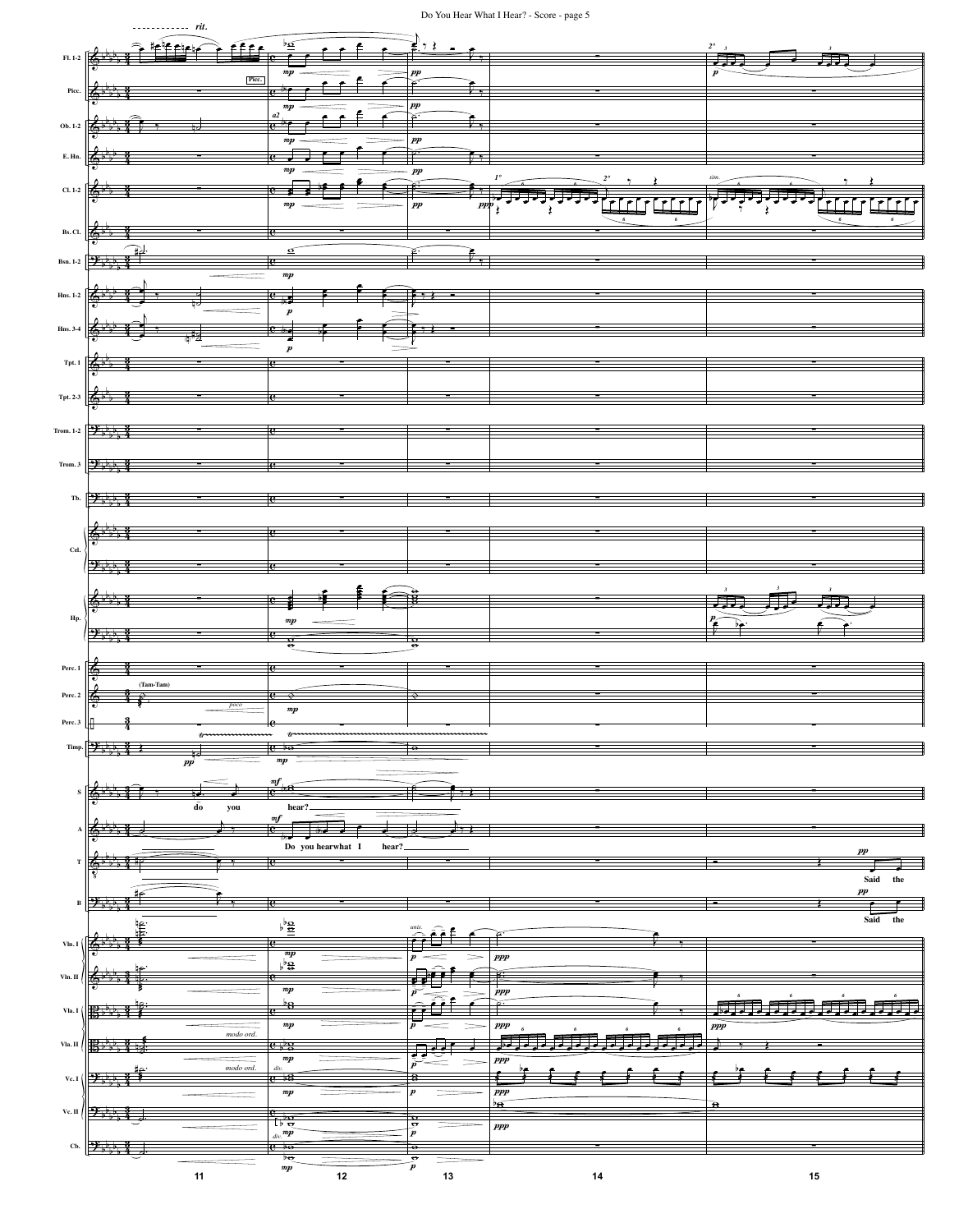Do You Hear What I Hear? - Score - page 5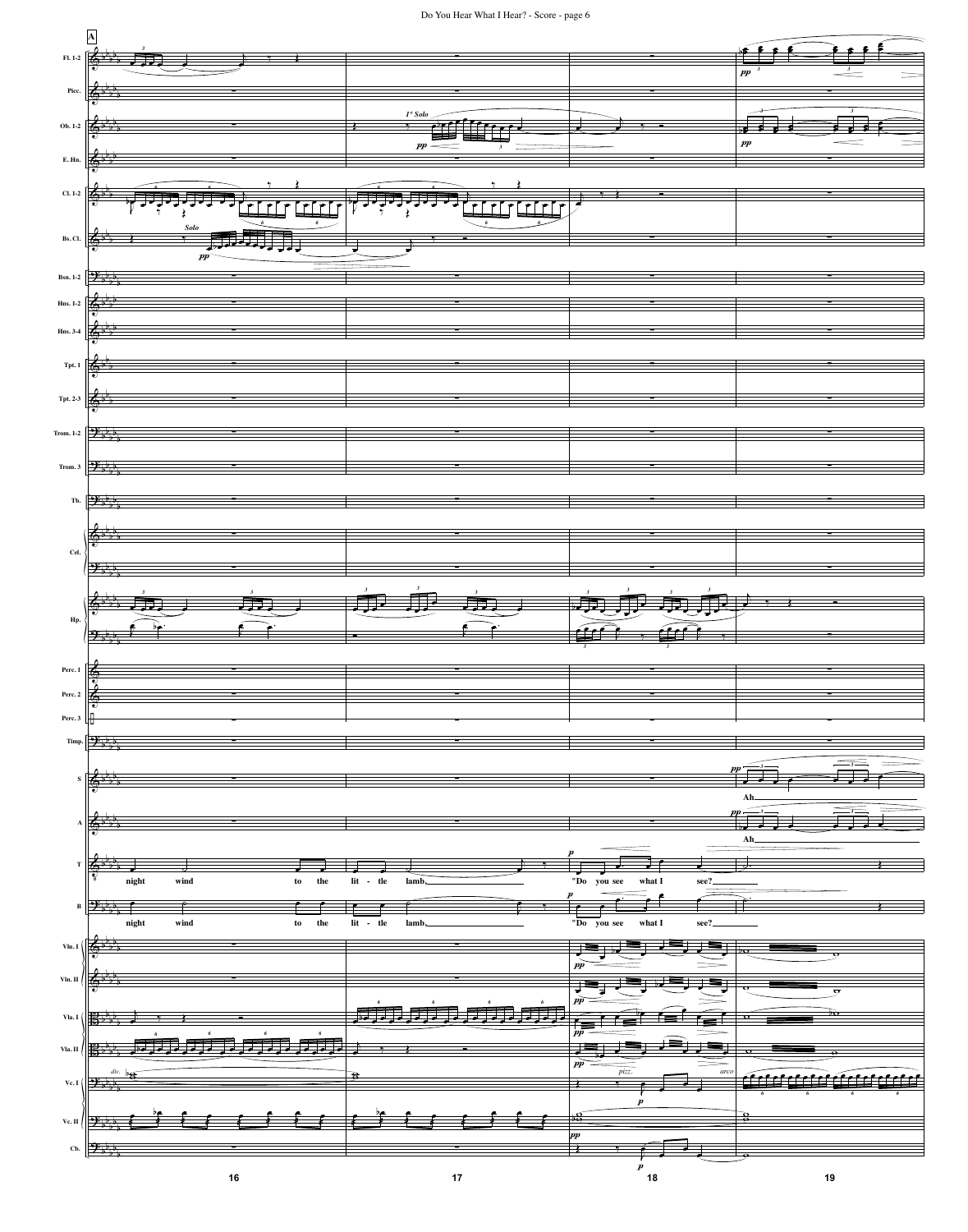A

| | 16 | 17 | 18 | 19 |
|---|---|---|---|---|
| Fl. 1-2 | | | | *pp* |
| Picc. | | | | |
| Ob. 1-2 | | 1° Solo *pp* | | *pp* |
| E. Hn. | | | | |
| Cl. 1-2 | | | | |
| Bs. Cl. | Solo *pp* | | | |
| Bsn. 1-2 | | | | |
| Hns. 1-2 | | | | |
| Hns. 3-4 | | | | |
| Tpt. 1 | | | | |
| Tpt. 2-3 | | | | |
| Trom. 1-2 | | | | |
| Trom. 3 | | | | |
| Tb. | | | | |
| Cel. | | | | |
| Hp. | | | | |
| Perc. 1 | | | | |
| Perc. 2 | | | | |
| Perc. 3 | | | | |
| Timp. | | | | |
| S | | | | *pp* Ah |
| A | | | | *pp* Ah |
| T | night wind to the | lit - tle lamb. | *p* "Do you see what I see? | |
| B | night wind to the | lit - tle lamb. | *p* "Do you see what I see? | |
| Vln. I | | | *pp* | |
| Vln. II | | | *pp* | |
| Vla. I | | | *pp* | |
| Vla. II | | | *pp* | |
| Vc. I | div. | | pizz. *p* | arco |
| Vc. II | | | *pp* | |
| Cb. | | | *p* | |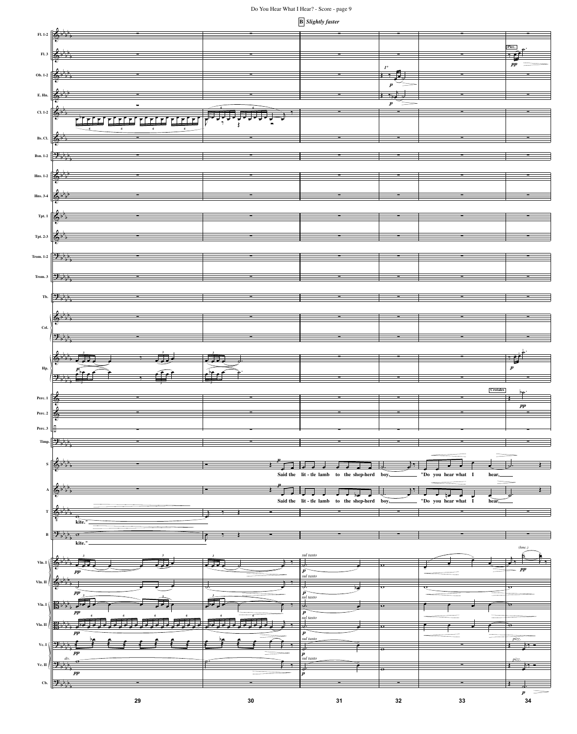**B** *Slightly faster*

kite."

Said the lit - tle lamb to the shep-herd boy, "Do you hear what I hear,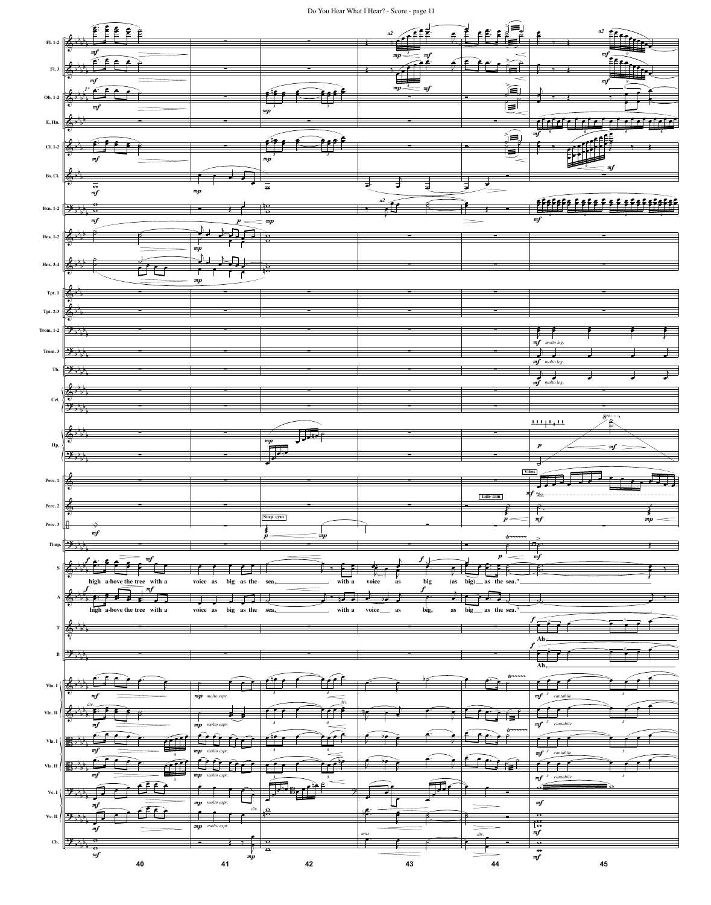high a-bove the tree with a voice as big as the sea, with a voice as big (as big) as the sea."

high a-bove the tree with a voice as big as the sea, with a voice as big, as big as the sea."

Ah

Ah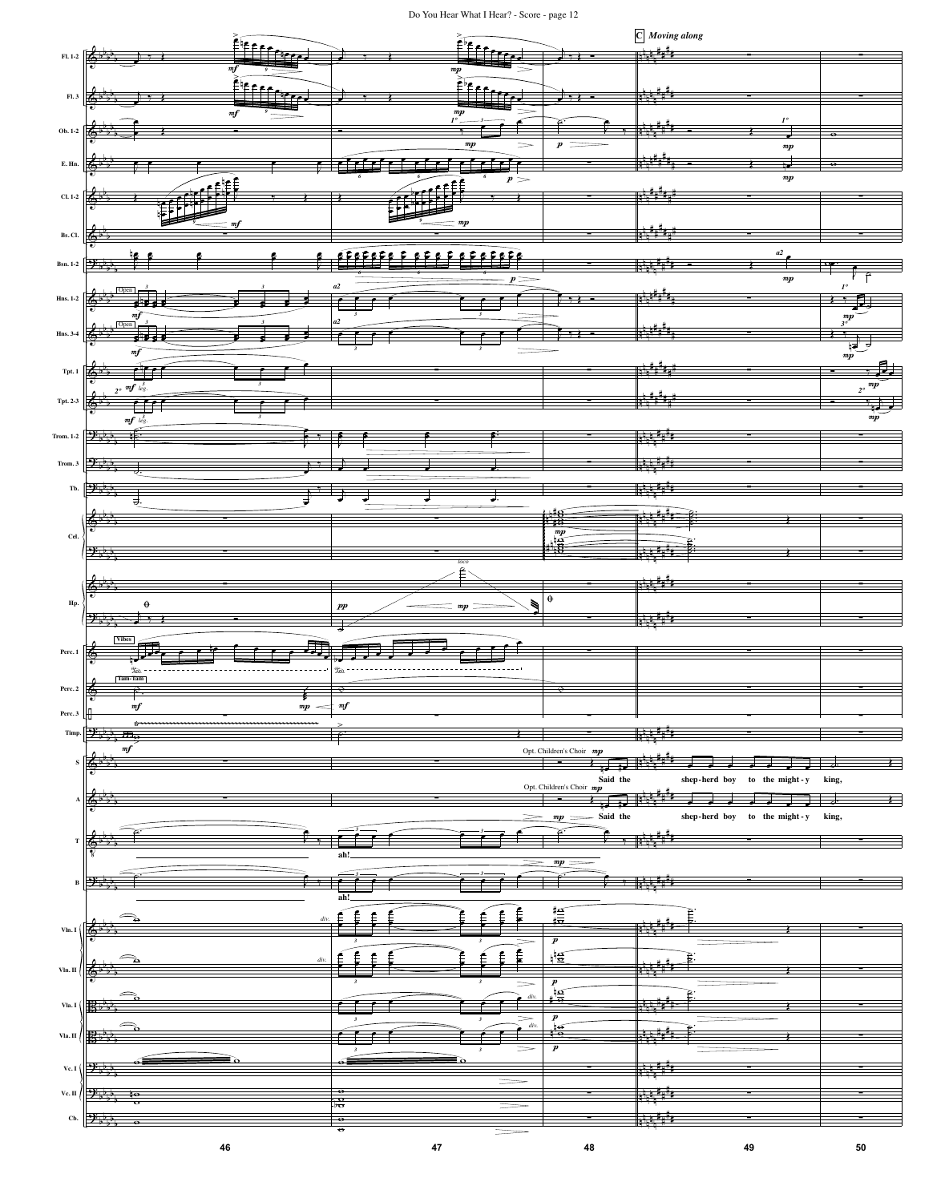C *Moving along*

Opt. Children's Choir *mp*

Said the shep-herd boy to the might-y king,

Opt. Children's Choir *mp*

Said the shep-herd boy to the might-y king,

ah!

ah!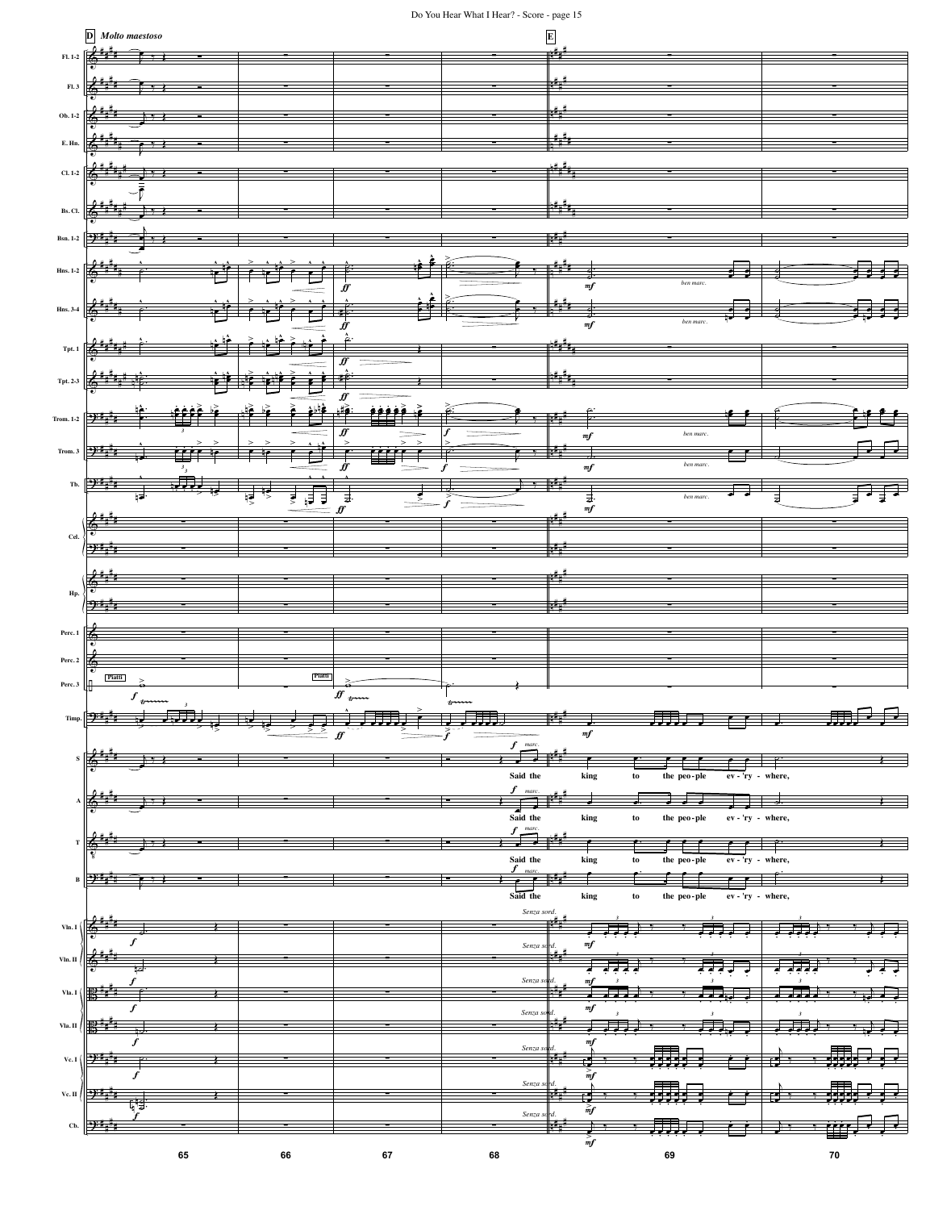**D** *Molto maestoso*

**E**

Said the king to the peo-ple ev-'ry-where,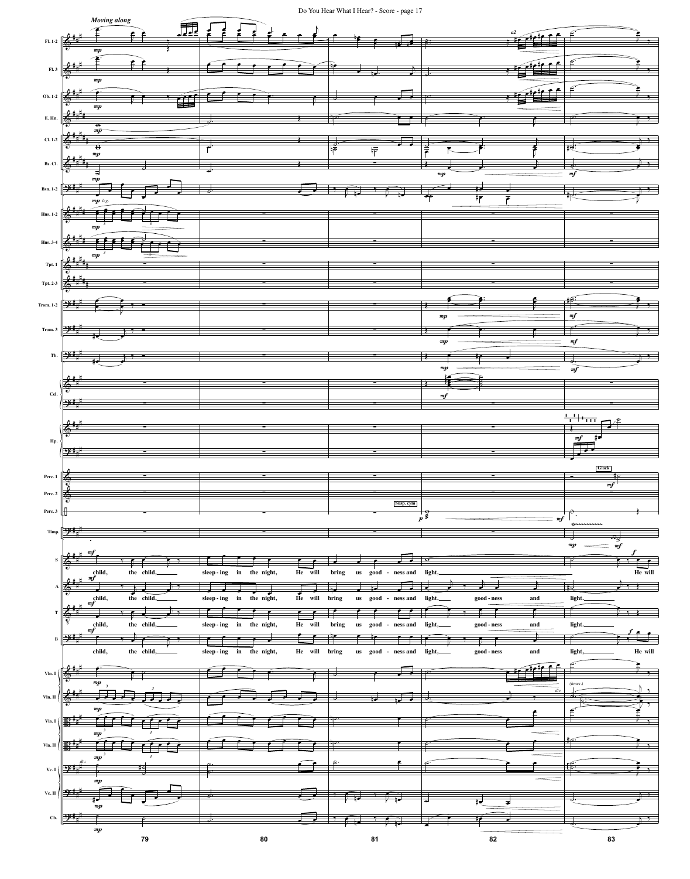*Moving along*

**S:** child, the child, sleep - ing in the night, He will bring us good - ness and light, He will

**A:** child, the child, sleep - ing in the night, He will bring us good - ness and light, good - ness and light.

**T:** child, the child, sleep - ing in the night, He will bring us good - ness and light, good - ness and light.

**B:** child, the child, sleep - ing in the night, He will bring us good - ness and light, good - ness and light, He will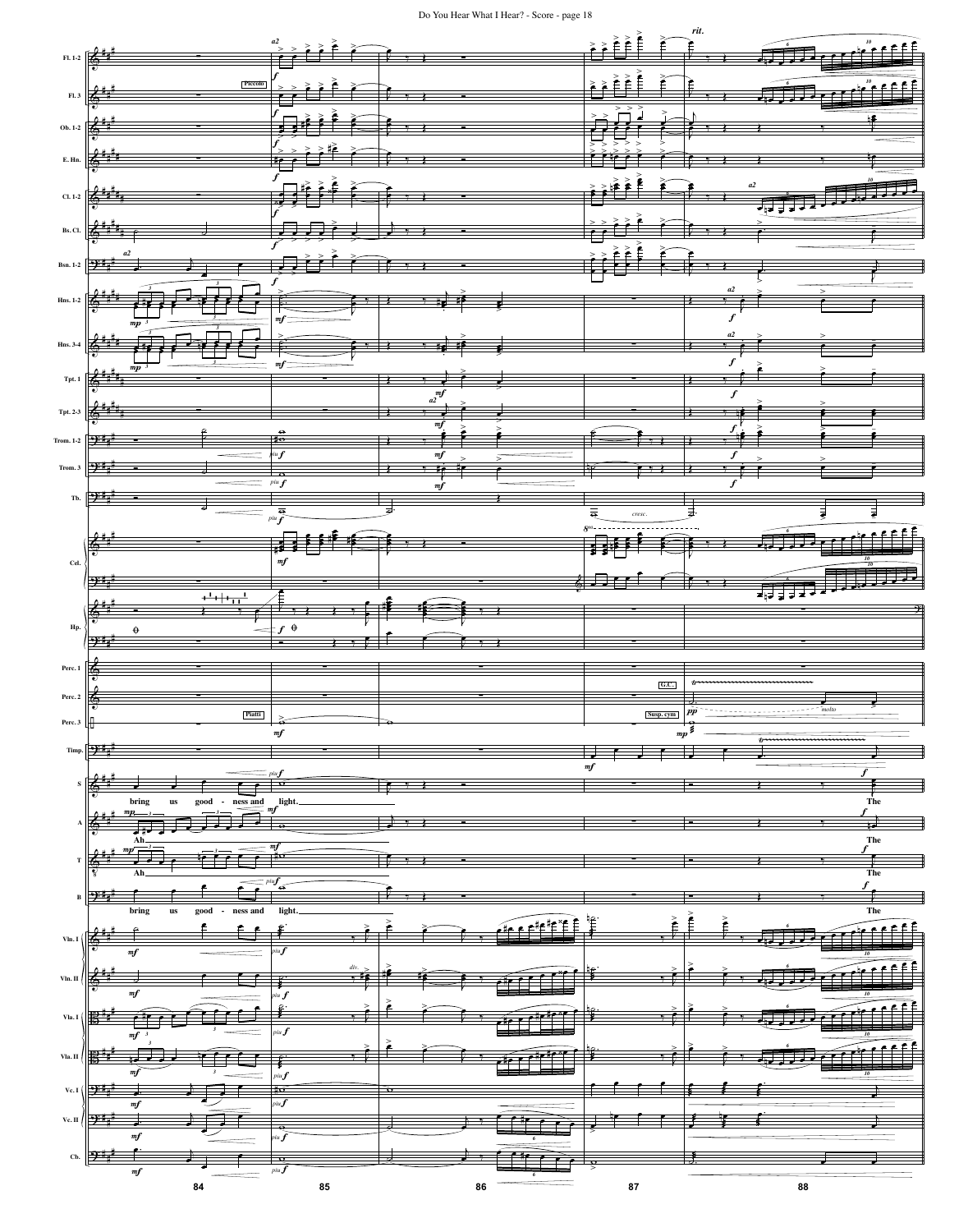bring us good - ness and light.

Ah

The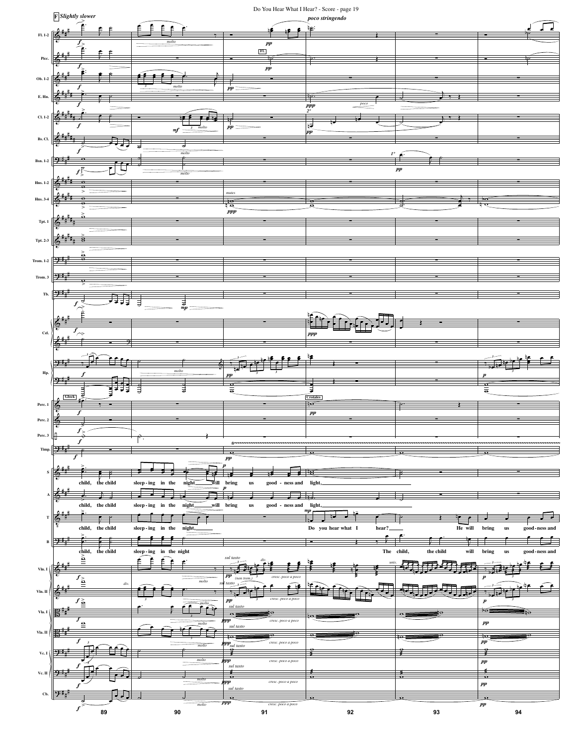**F** *Slightly slower*

*poco stringendo*

Fl. 1-2

Picc.

Ob. 1-2

E. Hn.

Cl. 1-2

Bs. Cl.

Bsn. 1-2

Hns. 1-2

Hns. 3-4

Tpt. 1

Tpt. 2-3

Trom. 1-2

Trom. 3

Tb.

Cel.

Hp.

Perc. 1

Perc. 2

Perc. 3

Timp.

S: child, the child sleep - ing in the night will bring us good - ness and light,

A: child, the child sleep - ing in the night will bring us good - ness and light,

T: child, the child sleep - ing in the night, Do you hear what I hear? He will bring us good - ness and

B: child, the child sleep - ing in the night The child, the child will bring us good - ness and

Vln. I

Vln. II

Vla. I

Vla. II

Vc. I

Vc. II

Cb.

89 90 91 92 93 94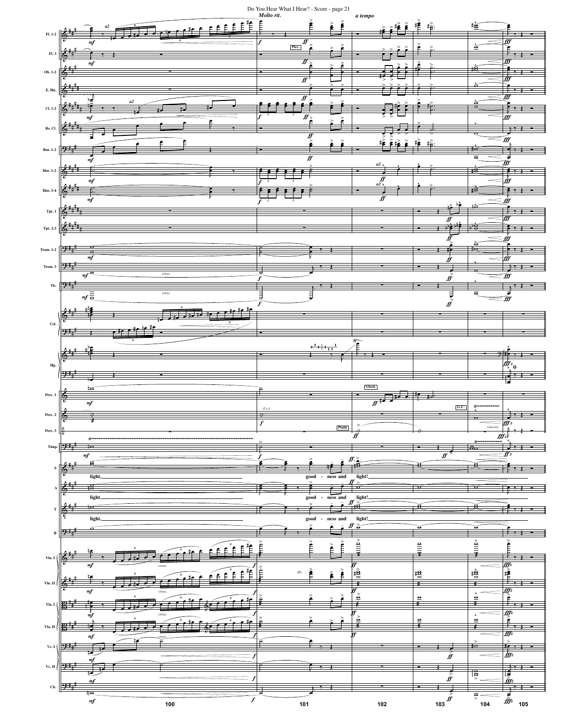Molto rit.

a tempo

light, good - ness and light!

light, good - ness and light!

light, good - ness and light!